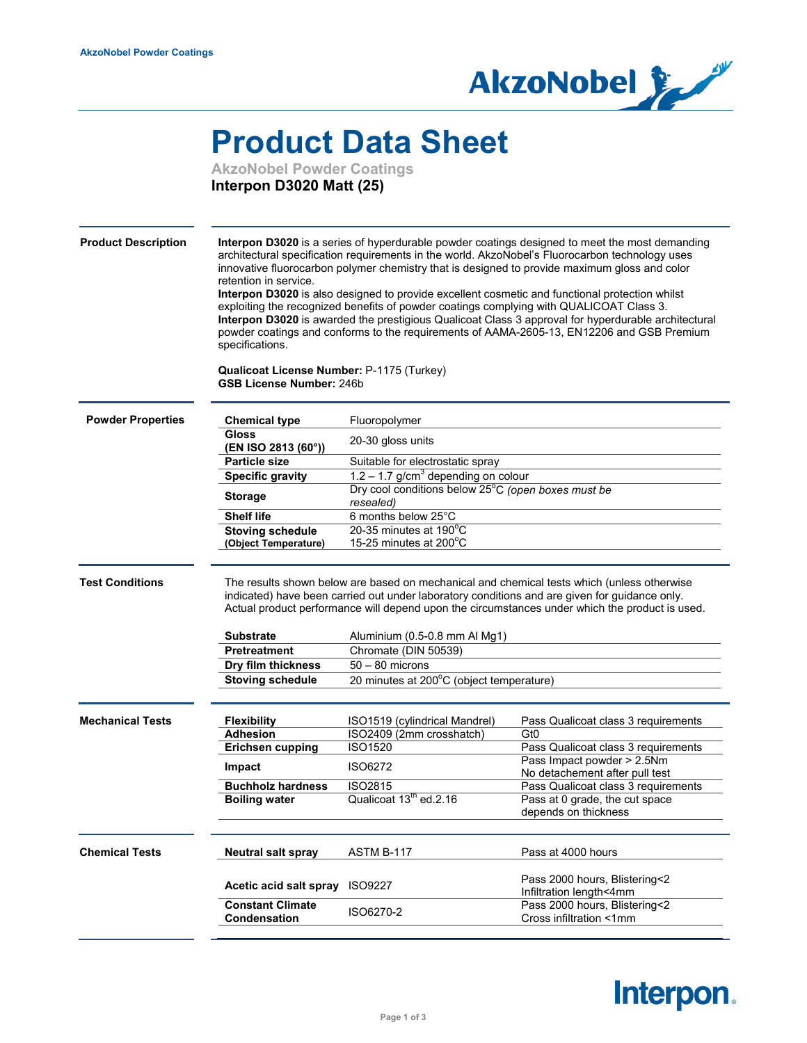# Product Data Sheet

**AkzoNobel Powder Coatings**

**Interpon D3020 Matt (25)**

## Product Description

**Interpon D3020** is a series of hyperdurable powder coatings designed to meet the most demanding architectural specification requirements in the world. AkzoNobel's Fluorocarbon technology uses innovative fluorocarbon polymer chemistry that is designed to provide maximum gloss and color retention in service.
**Interpon D3020** is also designed to provide excellent cosmetic and functional protection whilst exploiting the recognized benefits of powder coatings complying with QUALICOAT Class 3.
**Interpon D3020** is awarded the prestigious Qualicoat Class 3 approval for hyperdurable architectural powder coatings and conforms to the requirements of AAMA-2605-13, EN12206 and GSB Premium specifications.

**Qualicoat License Number:** P-1175 (Turkey)
**GSB License Number:** 246b

## Powder Properties

| | |
|---|---|
| **Chemical type** | Fluoropolymer |
| **Gloss (EN ISO 2813 (60°))** | 20-30 gloss units |
| **Particle size** | Suitable for electrostatic spray |
| **Specific gravity** | 1.2 – 1.7 g/cm$^3$ depending on colour |
| **Storage** | Dry cool conditions below 25°C *(open boxes must be resealed)* |
| **Shelf life** | 6 months below 25°C |
| **Stoving schedule (Object Temperature)** | 20-35 minutes at 190°C<br>15-25 minutes at 200°C |

## Test Conditions

The results shown below are based on mechanical and chemical tests which (unless otherwise indicated) have been carried out under laboratory conditions and are given for guidance only. Actual product performance will depend upon the circumstances under which the product is used.

| | |
|---|---|
| **Substrate** | Aluminium (0.5-0.8 mm Al Mg1) |
| **Pretreatment** | Chromate (DIN 50539) |
| **Dry film thickness** | 50 – 80 microns |
| **Stoving schedule** | 20 minutes at 200°C (object temperature) |

## Mechanical Tests

| | | |
|---|---|---|
| **Flexibility** | ISO1519 (cylindrical Mandrel) | Pass Qualicoat class 3 requirements |
| **Adhesion** | ISO2409 (2mm crosshatch) | Gt0 |
| **Erichsen cupping** | ISO1520 | Pass Qualicoat class 3 requirements |
| **Impact** | ISO6272 | Pass Impact powder > 2.5Nm<br>No detachement after pull test |
| **Buchholz hardness** | ISO2815 | Pass Qualicoat class 3 requirements |
| **Boiling water** | Qualicoat 13th ed.2.16 | Pass at 0 grade, the cut space depends on thickness |

## Chemical Tests

| | | |
|---|---|---|
| **Neutral salt spray** | ASTM B-117 | Pass at 4000 hours |
| **Acetic acid salt spray** | ISO9227 | Pass 2000 hours, Blistering<2<br>Infiltration length<4mm |
| **Constant Climate Condensation** | ISO6270-2 | Pass 2000 hours, Blistering<2<br>Cross infiltration <1mm |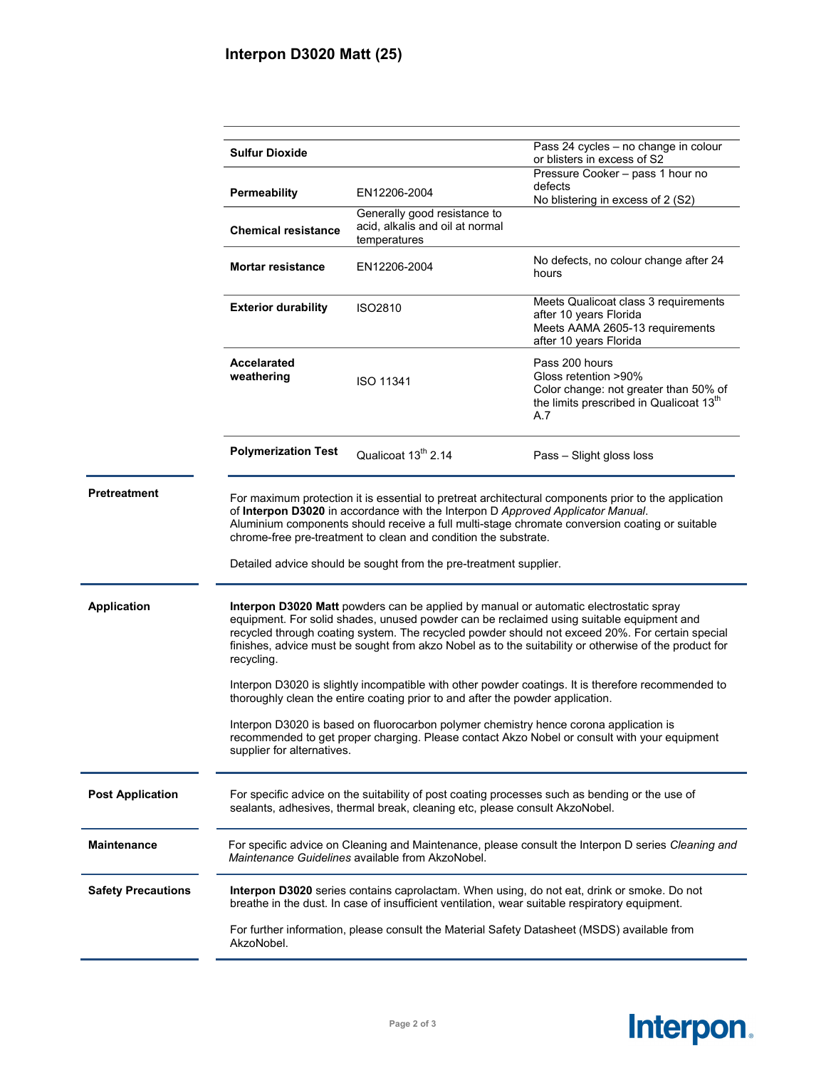| | | |
|---|---|---|
| **Sulfur Dioxide** | | Pass 24 cycles – no change in colour or blisters in excess of S2 |
| **Permeability** | EN12206-2004 | Pressure Cooker – pass 1 hour no defects<br>No blistering in excess of 2 (S2) |
| **Chemical resistance** | Generally good resistance to acid, alkalis and oil at normal temperatures | |
| **Mortar resistance** | EN12206-2004 | No defects, no colour change after 24 hours |
| **Exterior durability** | ISO2810 | Meets Qualicoat class 3 requirements after 10 years Florida<br>Meets AAMA 2605-13 requirements after 10 years Florida |
| **Accelarated weathering** | ISO 11341 | Pass 200 hours<br>Gloss retention >90%<br>Color change: not greater than 50% of the limits prescribed in Qualicoat 13th A.7 |
| **Polymerization Test** | Qualicoat 13th 2.14 | Pass – Slight gloss loss |

## Pretreatment

For maximum protection it is essential to pretreat architectural components prior to the application of **Interpon D3020** in accordance with the Interpon D *Approved Applicator Manual*. Aluminium components should receive a full multi-stage chromate conversion coating or suitable chrome-free pre-treatment to clean and condition the substrate.

Detailed advice should be sought from the pre-treatment supplier.

## Application

**Interpon D3020 Matt** powders can be applied by manual or automatic electrostatic spray equipment. For solid shades, unused powder can be reclaimed using suitable equipment and recycled through coating system. The recycled powder should not exceed 20%. For certain special finishes, advice must be sought from akzo Nobel as to the suitability or otherwise of the product for recycling.

Interpon D3020 is slightly incompatible with other powder coatings. It is therefore recommended to thoroughly clean the entire coating prior to and after the powder application.

Interpon D3020 is based on fluorocarbon polymer chemistry hence corona application is recommended to get proper charging. Please contact Akzo Nobel or consult with your equipment supplier for alternatives.

## Post Application

For specific advice on the suitability of post coating processes such as bending or the use of sealants, adhesives, thermal break, cleaning etc, please consult AkzoNobel.

## Maintenance

For specific advice on Cleaning and Maintenance, please consult the Interpon D series *Cleaning and Maintenance Guidelines* available from AkzoNobel.

## Safety Precautions

**Interpon D3020** series contains caprolactam. When using, do not eat, drink or smoke. Do not breathe in the dust. In case of insufficient ventilation, wear suitable respiratory equipment.

For further information, please consult the Material Safety Datasheet (MSDS) available from AkzoNobel.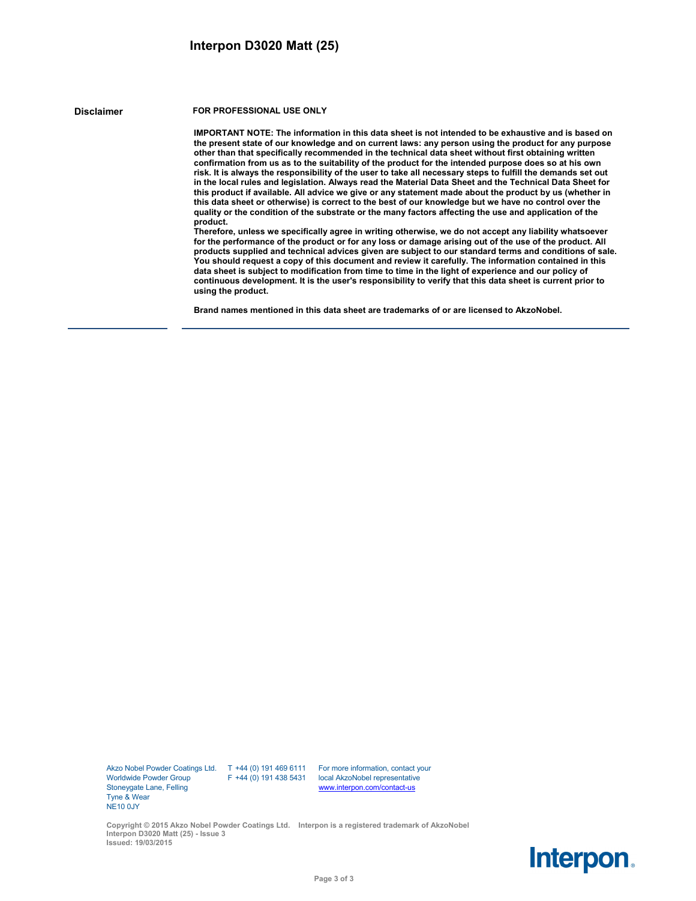# Interpon D3020 Matt (25)

## Disclaimer

**FOR PROFESSIONAL USE ONLY**

**IMPORTANT NOTE: The information in this data sheet is not intended to be exhaustive and is based on the present state of our knowledge and on current laws: any person using the product for any purpose other than that specifically recommended in the technical data sheet without first obtaining written confirmation from us as to the suitability of the product for the intended purpose does so at his own risk. It is always the responsibility of the user to take all necessary steps to fulfill the demands set out in the local rules and legislation. Always read the Material Data Sheet and the Technical Data Sheet for this product if available. All advice we give or any statement made about the product by us (whether in this data sheet or otherwise) is correct to the best of our knowledge but we have no control over the quality or the condition of the substrate or the many factors affecting the use and application of the product.**
**Therefore, unless we specifically agree in writing otherwise, we do not accept any liability whatsoever for the performance of the product or for any loss or damage arising out of the use of the product. All products supplied and technical advices given are subject to our standard terms and conditions of sale. You should request a copy of this document and review it carefully. The information contained in this data sheet is subject to modification from time to time in the light of experience and our policy of continuous development. It is the user's responsibility to verify that this data sheet is current prior to using the product.**

**Brand names mentioned in this data sheet are trademarks of or are licensed to AkzoNobel.**

Akzo Nobel Powder Coatings Ltd.
Worldwide Powder Group
Stoneygate Lane, Felling
Tyne & Wear
NE10 0JY

T +44 (0) 191 469 6111
F +44 (0) 191 438 5431

For more information, contact your local AkzoNobel representative
www.interpon.com/contact-us

**Copyright © 2015 Akzo Nobel Powder Coatings Ltd. Interpon is a registered trademark of AkzoNobel**
**Interpon D3020 Matt (25) - Issue 3**
**Issued: 19/03/2015**